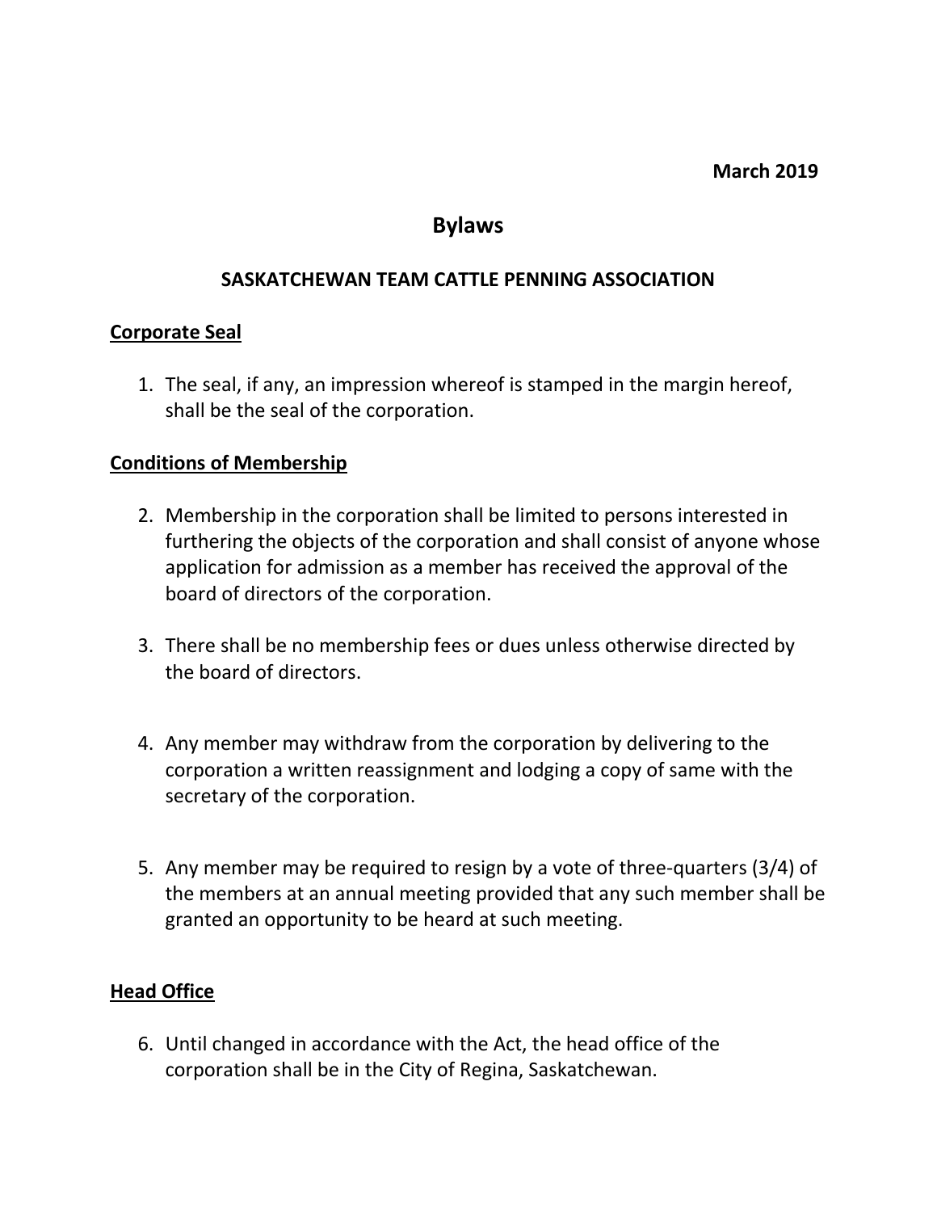**March 2019**

# Bylaws

## SASKATCHEWAN TEAM CATTLE PENNING ASSOCIATION

### Corporate Seal

1. The seal, if any, an impression whereof is stamped in the margin hereof, shall be the seal of the corporation.

### Conditions of Membership

2. Membership in the corporation shall be limited to persons interested in furthering the objects of the corporation and shall consist of anyone whose application for admission as a member has received the approval of the board of directors of the corporation.

3. There shall be no membership fees or dues unless otherwise directed by the board of directors.

4. Any member may withdraw from the corporation by delivering to the corporation a written reassignment and lodging a copy of same with the secretary of the corporation.

5. Any member may be required to resign by a vote of three-quarters (3/4) of the members at an annual meeting provided that any such member shall be granted an opportunity to be heard at such meeting.

### Head Office

6. Until changed in accordance with the Act, the head office of the corporation shall be in the City of Regina, Saskatchewan.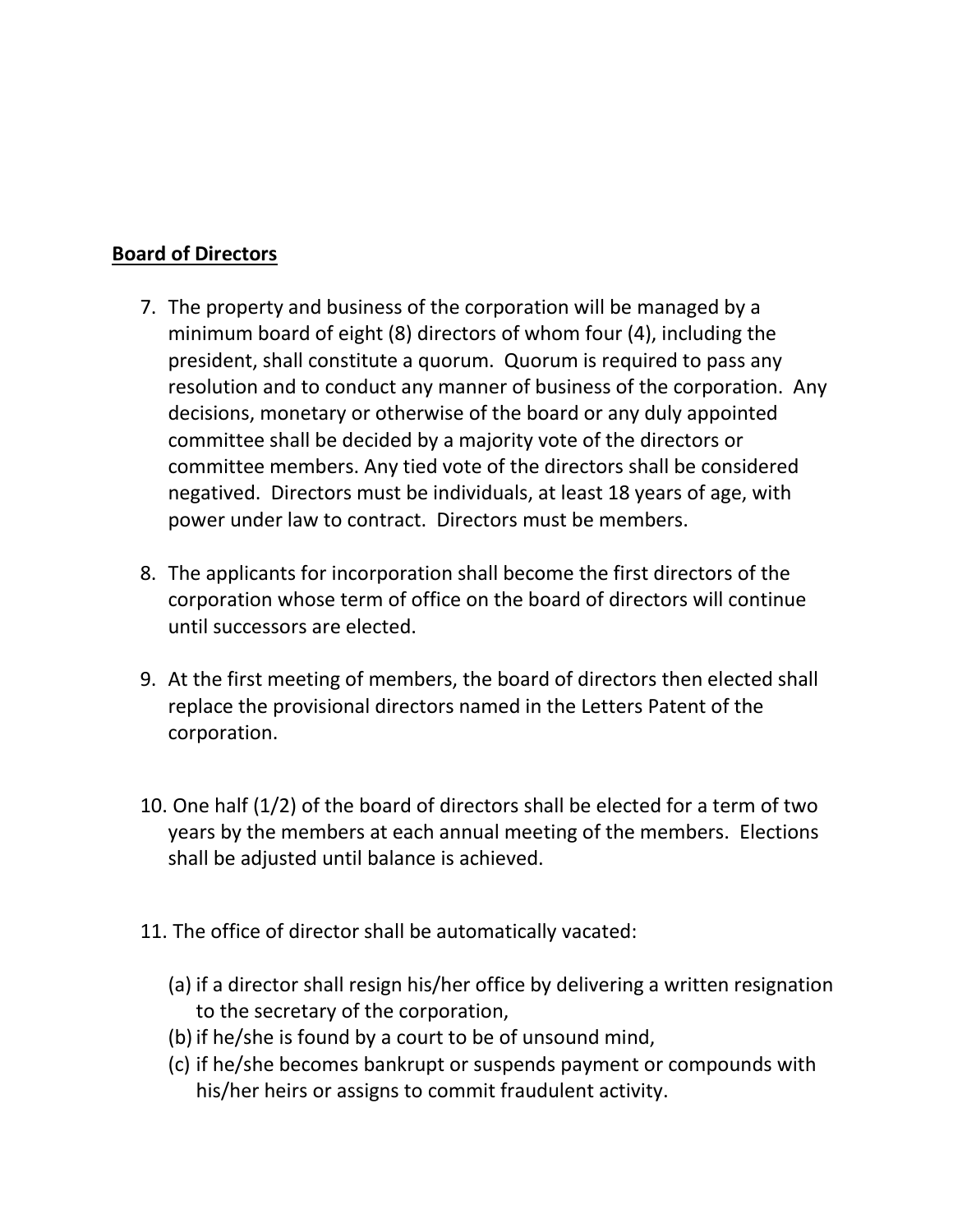**Board of Directors**

7. The property and business of the corporation will be managed by a minimum board of eight (8) directors of whom four (4), including the president, shall constitute a quorum. Quorum is required to pass any resolution and to conduct any manner of business of the corporation. Any decisions, monetary or otherwise of the board or any duly appointed committee shall be decided by a majority vote of the directors or committee members. Any tied vote of the directors shall be considered negatived. Directors must be individuals, at least 18 years of age, with power under law to contract. Directors must be members.

8. The applicants for incorporation shall become the first directors of the corporation whose term of office on the board of directors will continue until successors are elected.

9. At the first meeting of members, the board of directors then elected shall replace the provisional directors named in the Letters Patent of the corporation.

10. One half (1/2) of the board of directors shall be elected for a term of two years by the members at each annual meeting of the members. Elections shall be adjusted until balance is achieved.

11. The office of director shall be automatically vacated:

    (a) if a director shall resign his/her office by delivering a written resignation to the secretary of the corporation,
    (b) if he/she is found by a court to be of unsound mind,
    (c) if he/she becomes bankrupt or suspends payment or compounds with his/her heirs or assigns to commit fraudulent activity.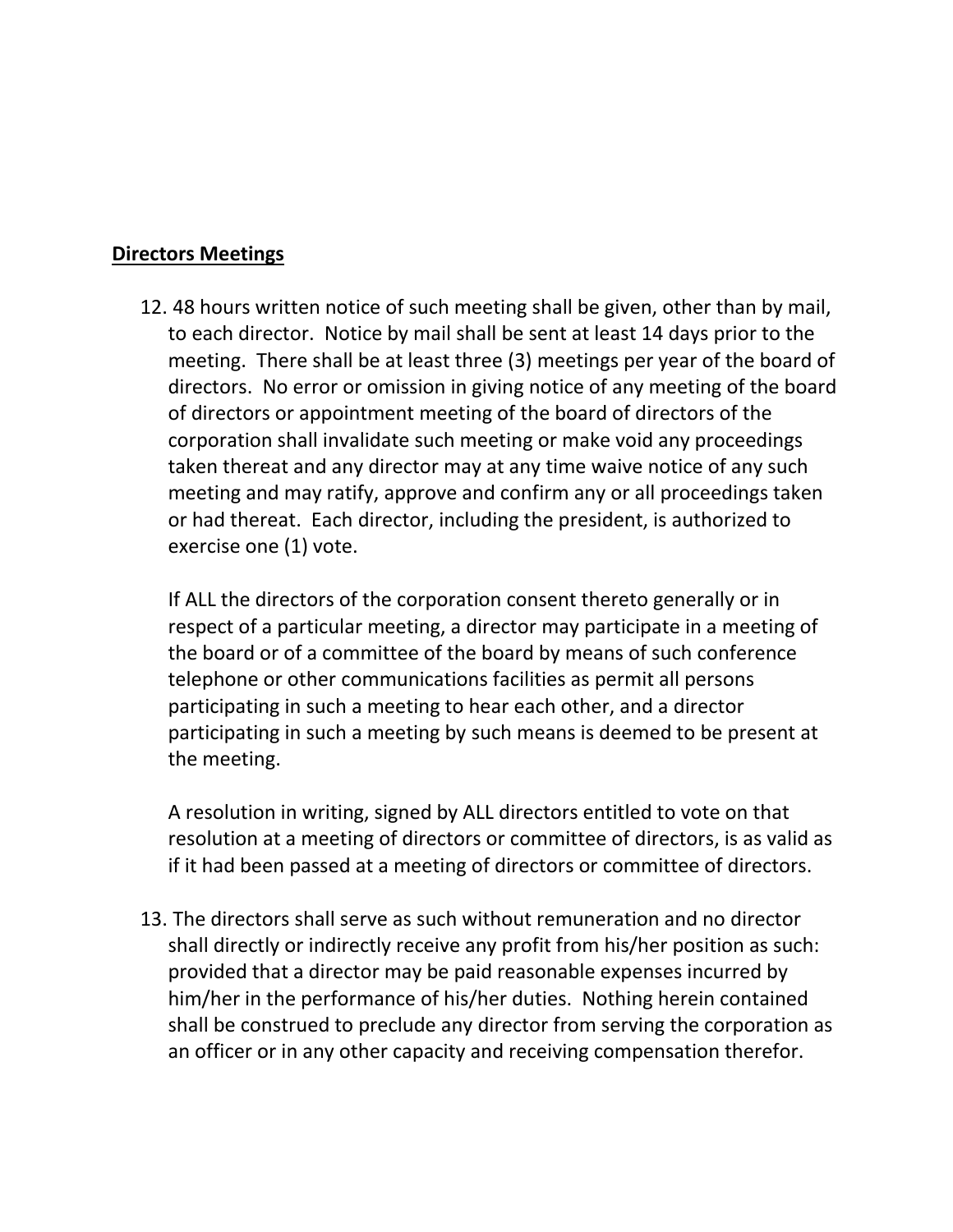**Directors Meetings**

12. 48 hours written notice of such meeting shall be given, other than by mail, to each director. Notice by mail shall be sent at least 14 days prior to the meeting. There shall be at least three (3) meetings per year of the board of directors. No error or omission in giving notice of any meeting of the board of directors or appointment meeting of the board of directors of the corporation shall invalidate such meeting or make void any proceedings taken thereat and any director may at any time waive notice of any such meeting and may ratify, approve and confirm any or all proceedings taken or had thereat. Each director, including the president, is authorized to exercise one (1) vote.

    If ALL the directors of the corporation consent thereto generally or in respect of a particular meeting, a director may participate in a meeting of the board or of a committee of the board by means of such conference telephone or other communications facilities as permit all persons participating in such a meeting to hear each other, and a director participating in such a meeting by such means is deemed to be present at the meeting.

    A resolution in writing, signed by ALL directors entitled to vote on that resolution at a meeting of directors or committee of directors, is as valid as if it had been passed at a meeting of directors or committee of directors.

13. The directors shall serve as such without remuneration and no director shall directly or indirectly receive any profit from his/her position as such: provided that a director may be paid reasonable expenses incurred by him/her in the performance of his/her duties. Nothing herein contained shall be construed to preclude any director from serving the corporation as an officer or in any other capacity and receiving compensation therefor.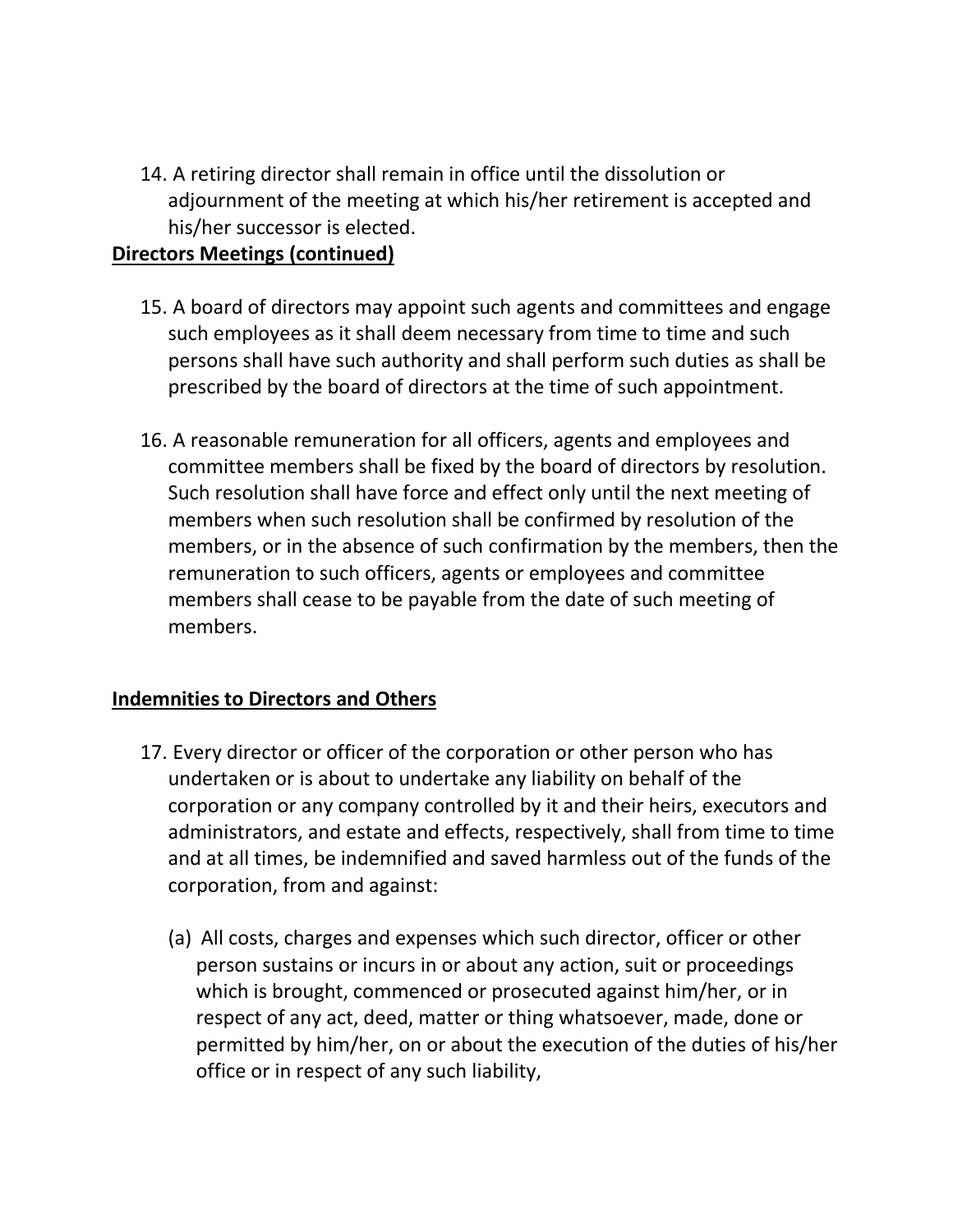14. A retiring director shall remain in office until the dissolution or adjournment of the meeting at which his/her retirement is accepted and his/her successor is elected.

**Directors Meetings (continued)**

15. A board of directors may appoint such agents and committees and engage such employees as it shall deem necessary from time to time and such persons shall have such authority and shall perform such duties as shall be prescribed by the board of directors at the time of such appointment.

16. A reasonable remuneration for all officers, agents and employees and committee members shall be fixed by the board of directors by resolution. Such resolution shall have force and effect only until the next meeting of members when such resolution shall be confirmed by resolution of the members, or in the absence of such confirmation by the members, then the remuneration to such officers, agents or employees and committee members shall cease to be payable from the date of such meeting of members.

**Indemnities to Directors and Others**

17. Every director or officer of the corporation or other person who has undertaken or is about to undertake any liability on behalf of the corporation or any company controlled by it and their heirs, executors and administrators, and estate and effects, respectively, shall from time to time and at all times, be indemnified and saved harmless out of the funds of the corporation, from and against:

    (a) All costs, charges and expenses which such director, officer or other person sustains or incurs in or about any action, suit or proceedings which is brought, commenced or prosecuted against him/her, or in respect of any act, deed, matter or thing whatsoever, made, done or permitted by him/her, on or about the execution of the duties of his/her office or in respect of any such liability,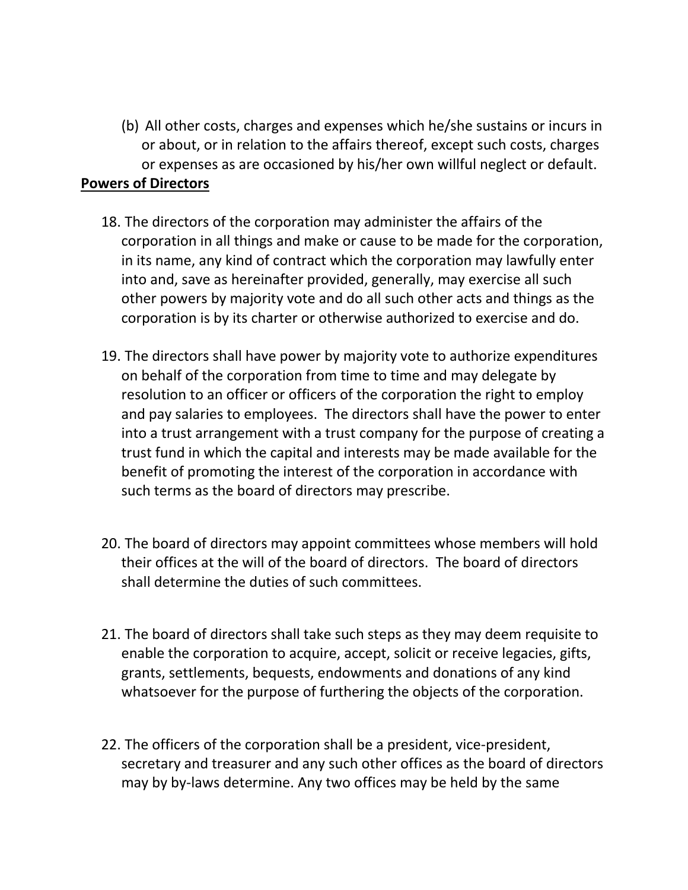(b) All other costs, charges and expenses which he/she sustains or incurs in or about, or in relation to the affairs thereof, except such costs, charges or expenses as are occasioned by his/her own willful neglect or default.

**Powers of Directors**

18. The directors of the corporation may administer the affairs of the corporation in all things and make or cause to be made for the corporation, in its name, any kind of contract which the corporation may lawfully enter into and, save as hereinafter provided, generally, may exercise all such other powers by majority vote and do all such other acts and things as the corporation is by its charter or otherwise authorized to exercise and do.

19. The directors shall have power by majority vote to authorize expenditures on behalf of the corporation from time to time and may delegate by resolution to an officer or officers of the corporation the right to employ and pay salaries to employees. The directors shall have the power to enter into a trust arrangement with a trust company for the purpose of creating a trust fund in which the capital and interests may be made available for the benefit of promoting the interest of the corporation in accordance with such terms as the board of directors may prescribe.

20. The board of directors may appoint committees whose members will hold their offices at the will of the board of directors. The board of directors shall determine the duties of such committees.

21. The board of directors shall take such steps as they may deem requisite to enable the corporation to acquire, accept, solicit or receive legacies, gifts, grants, settlements, bequests, endowments and donations of any kind whatsoever for the purpose of furthering the objects of the corporation.

22. The officers of the corporation shall be a president, vice-president, secretary and treasurer and any such other offices as the board of directors may by by-laws determine. Any two offices may be held by the same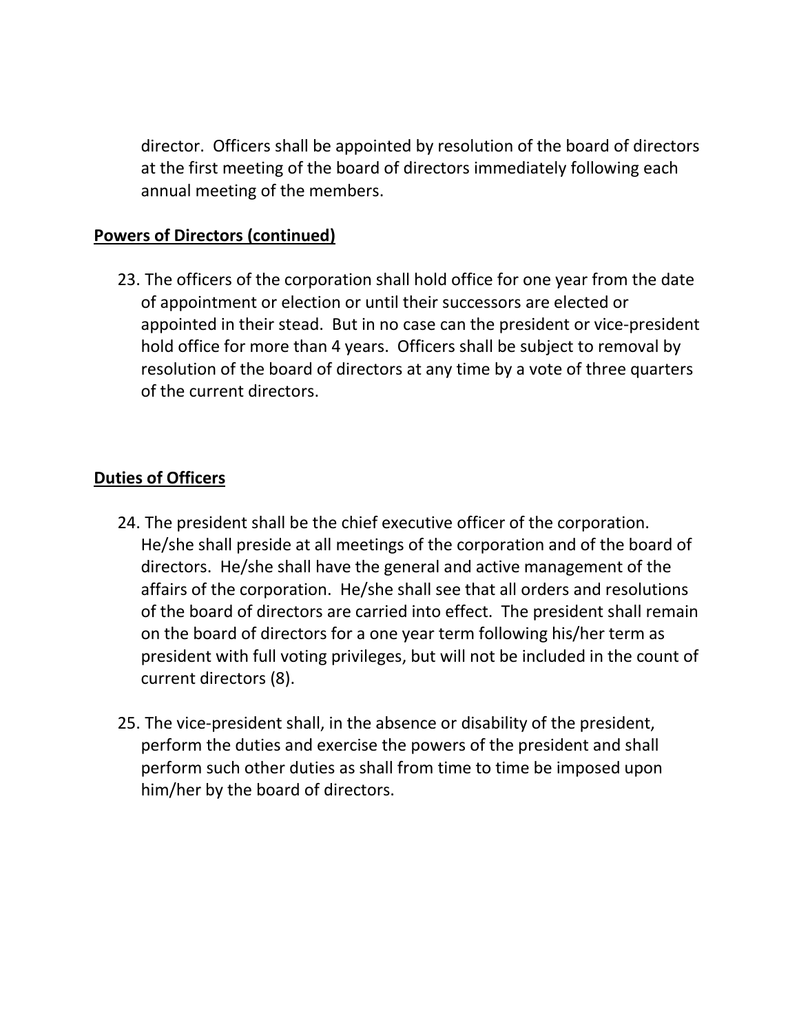director. Officers shall be appointed by resolution of the board of directors at the first meeting of the board of directors immediately following each annual meeting of the members.

**Powers of Directors (continued)**

23. The officers of the corporation shall hold office for one year from the date of appointment or election or until their successors are elected or appointed in their stead. But in no case can the president or vice-president hold office for more than 4 years. Officers shall be subject to removal by resolution of the board of directors at any time by a vote of three quarters of the current directors.

**Duties of Officers**

24. The president shall be the chief executive officer of the corporation. He/she shall preside at all meetings of the corporation and of the board of directors. He/she shall have the general and active management of the affairs of the corporation. He/she shall see that all orders and resolutions of the board of directors are carried into effect. The president shall remain on the board of directors for a one year term following his/her term as president with full voting privileges, but will not be included in the count of current directors (8).

25. The vice-president shall, in the absence or disability of the president, perform the duties and exercise the powers of the president and shall perform such other duties as shall from time to time be imposed upon him/her by the board of directors.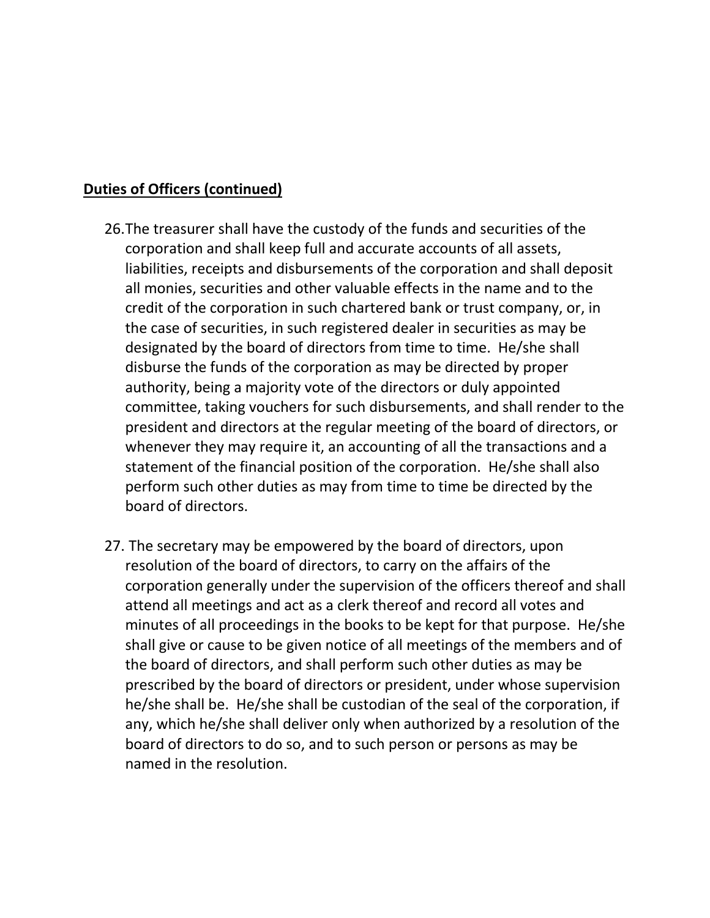**Duties of Officers (continued)**

26. The treasurer shall have the custody of the funds and securities of the corporation and shall keep full and accurate accounts of all assets, liabilities, receipts and disbursements of the corporation and shall deposit all monies, securities and other valuable effects in the name and to the credit of the corporation in such chartered bank or trust company, or, in the case of securities, in such registered dealer in securities as may be designated by the board of directors from time to time. He/she shall disburse the funds of the corporation as may be directed by proper authority, being a majority vote of the directors or duly appointed committee, taking vouchers for such disbursements, and shall render to the president and directors at the regular meeting of the board of directors, or whenever they may require it, an accounting of all the transactions and a statement of the financial position of the corporation. He/she shall also perform such other duties as may from time to time be directed by the board of directors.

27. The secretary may be empowered by the board of directors, upon resolution of the board of directors, to carry on the affairs of the corporation generally under the supervision of the officers thereof and shall attend all meetings and act as a clerk thereof and record all votes and minutes of all proceedings in the books to be kept for that purpose. He/she shall give or cause to be given notice of all meetings of the members and of the board of directors, and shall perform such other duties as may be prescribed by the board of directors or president, under whose supervision he/she shall be. He/she shall be custodian of the seal of the corporation, if any, which he/she shall deliver only when authorized by a resolution of the board of directors to do so, and to such person or persons as may be named in the resolution.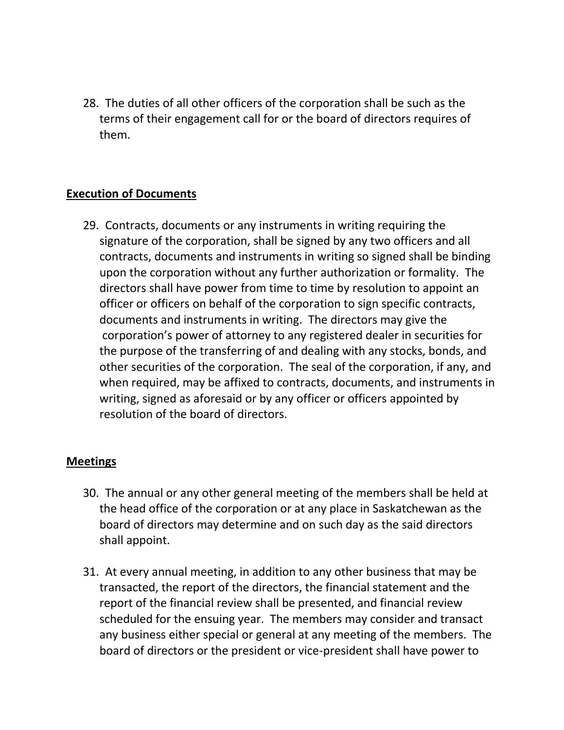28. The duties of all other officers of the corporation shall be such as the terms of their engagement call for or the board of directors requires of them.

**Execution of Documents**

29. Contracts, documents or any instruments in writing requiring the signature of the corporation, shall be signed by any two officers and all contracts, documents and instruments in writing so signed shall be binding upon the corporation without any further authorization or formality. The directors shall have power from time to time by resolution to appoint an officer or officers on behalf of the corporation to sign specific contracts, documents and instruments in writing. The directors may give the corporation's power of attorney to any registered dealer in securities for the purpose of the transferring of and dealing with any stocks, bonds, and other securities of the corporation. The seal of the corporation, if any, and when required, may be affixed to contracts, documents, and instruments in writing, signed as aforesaid or by any officer or officers appointed by resolution of the board of directors.

**Meetings**

30. The annual or any other general meeting of the members shall be held at the head office of the corporation or at any place in Saskatchewan as the board of directors may determine and on such day as the said directors shall appoint.

31. At every annual meeting, in addition to any other business that may be transacted, the report of the directors, the financial statement and the report of the financial review shall be presented, and financial review scheduled for the ensuing year. The members may consider and transact any business either special or general at any meeting of the members. The board of directors or the president or vice-president shall have power to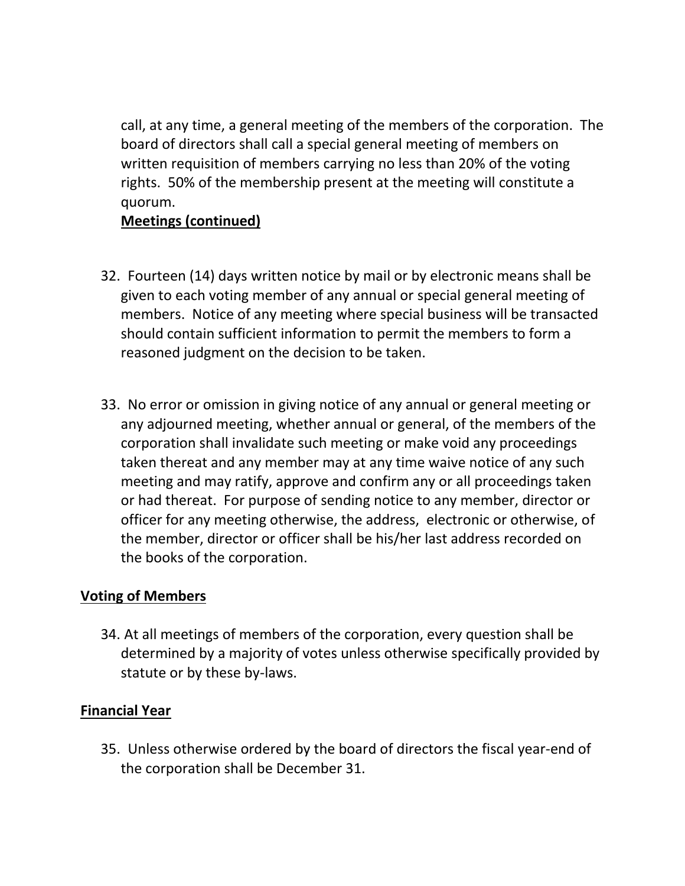call, at any time, a general meeting of the members of the corporation. The board of directors shall call a special general meeting of members on written requisition of members carrying no less than 20% of the voting rights. 50% of the membership present at the meeting will constitute a quorum.

**Meetings (continued)**

32. Fourteen (14) days written notice by mail or by electronic means shall be given to each voting member of any annual or special general meeting of members. Notice of any meeting where special business will be transacted should contain sufficient information to permit the members to form a reasoned judgment on the decision to be taken.

33. No error or omission in giving notice of any annual or general meeting or any adjourned meeting, whether annual or general, of the members of the corporation shall invalidate such meeting or make void any proceedings taken thereat and any member may at any time waive notice of any such meeting and may ratify, approve and confirm any or all proceedings taken or had thereat. For purpose of sending notice to any member, director or officer for any meeting otherwise, the address, electronic or otherwise, of the member, director or officer shall be his/her last address recorded on the books of the corporation.

**Voting of Members**

34. At all meetings of members of the corporation, every question shall be determined by a majority of votes unless otherwise specifically provided by statute or by these by-laws.

**Financial Year**

35. Unless otherwise ordered by the board of directors the fiscal year-end of the corporation shall be December 31.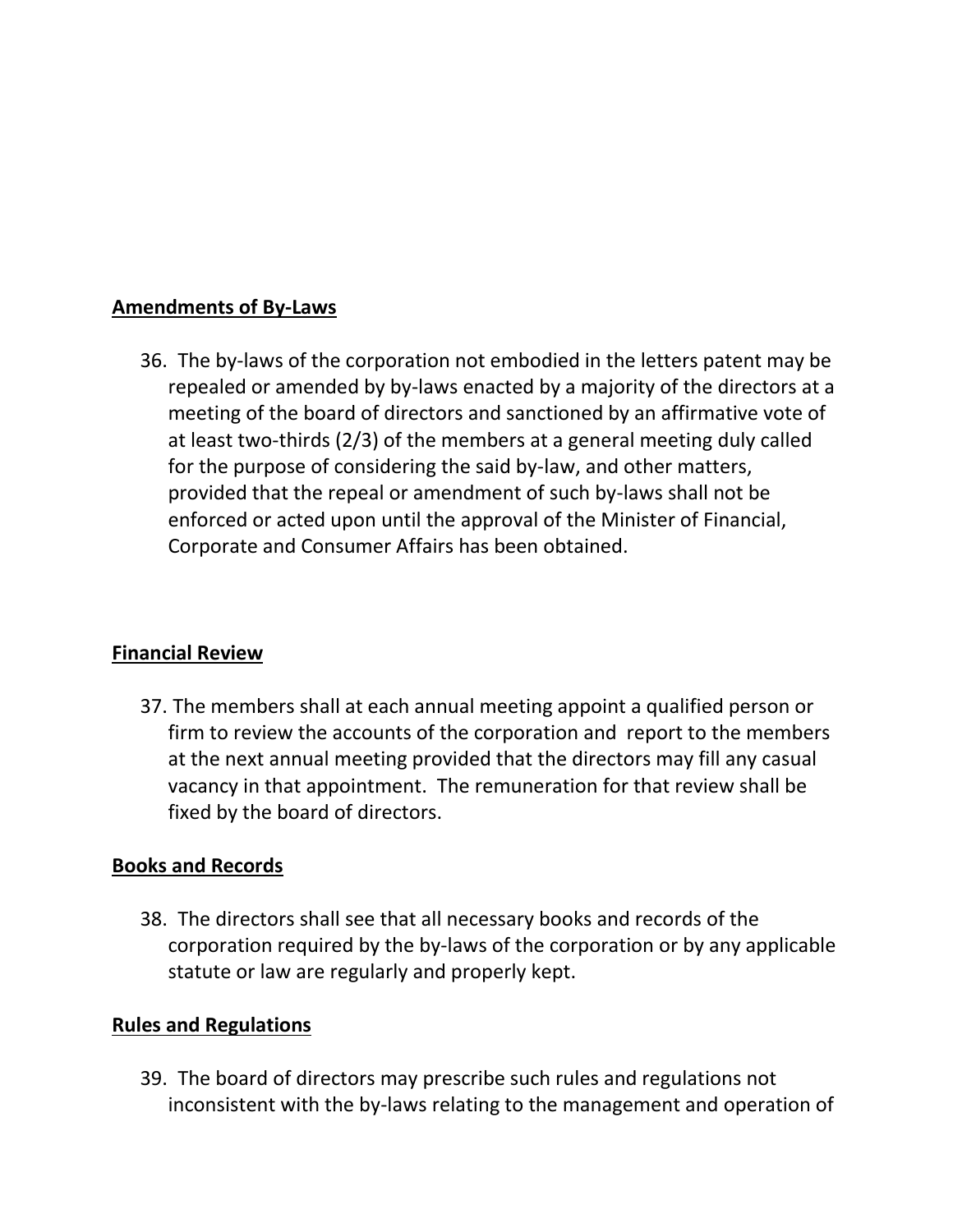**Amendments of By-Laws**

36. The by-laws of the corporation not embodied in the letters patent may be repealed or amended by by-laws enacted by a majority of the directors at a meeting of the board of directors and sanctioned by an affirmative vote of at least two-thirds (2/3) of the members at a general meeting duly called for the purpose of considering the said by-law, and other matters, provided that the repeal or amendment of such by-laws shall not be enforced or acted upon until the approval of the Minister of Financial, Corporate and Consumer Affairs has been obtained.

**Financial Review**

37. The members shall at each annual meeting appoint a qualified person or firm to review the accounts of the corporation and report to the members at the next annual meeting provided that the directors may fill any casual vacancy in that appointment. The remuneration for that review shall be fixed by the board of directors.

**Books and Records**

38. The directors shall see that all necessary books and records of the corporation required by the by-laws of the corporation or by any applicable statute or law are regularly and properly kept.

**Rules and Regulations**

39. The board of directors may prescribe such rules and regulations not inconsistent with the by-laws relating to the management and operation of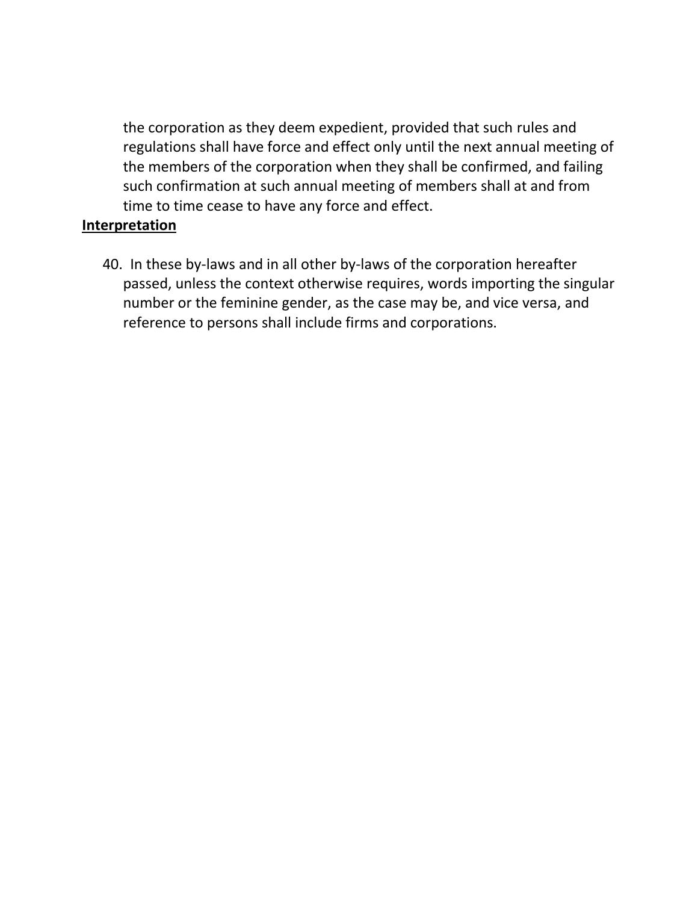the corporation as they deem expedient, provided that such rules and regulations shall have force and effect only until the next annual meeting of the members of the corporation when they shall be confirmed, and failing such confirmation at such annual meeting of members shall at and from time to time cease to have any force and effect.

**Interpretation**

40. In these by-laws and in all other by-laws of the corporation hereafter passed, unless the context otherwise requires, words importing the singular number or the feminine gender, as the case may be, and vice versa, and reference to persons shall include firms and corporations.